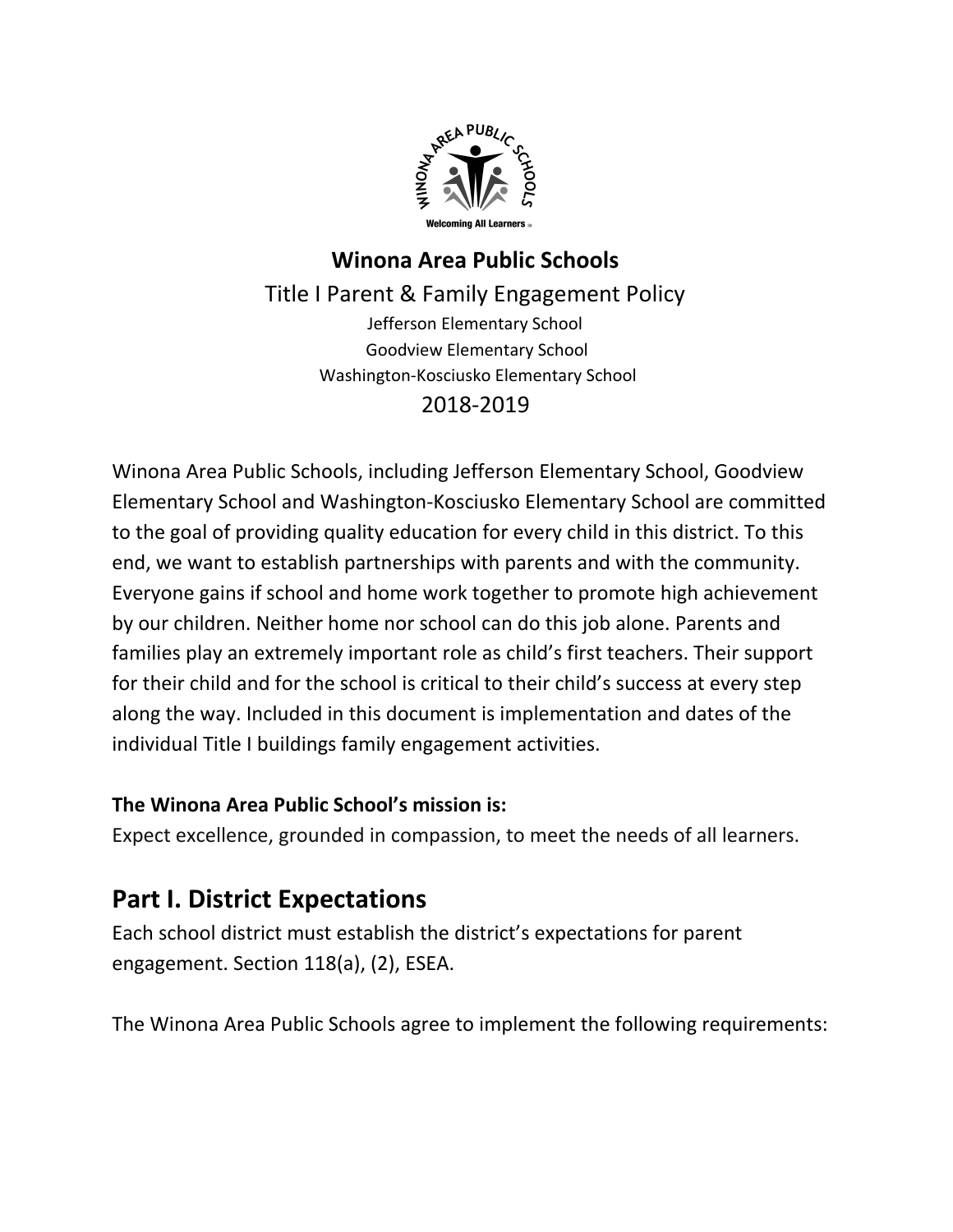# Winona Area Public Schools

Title I Parent & Family Engagement Policy

Jefferson Elementary School

Goodview Elementary School

Washington-Kosciusko Elementary School

2018-2019

Winona Area Public Schools, including Jefferson Elementary School, Goodview Elementary School and Washington-Kosciusko Elementary School are committed to the goal of providing quality education for every child in this district. To this end, we want to establish partnerships with parents and with the community. Everyone gains if school and home work together to promote high achievement by our children. Neither home nor school can do this job alone. Parents and families play an extremely important role as child's first teachers. Their support for their child and for the school is critical to their child's success at every step along the way. Included in this document is implementation and dates of the individual Title I buildings family engagement activities.

**The Winona Area Public School's mission is:**

Expect excellence, grounded in compassion, to meet the needs of all learners.

## Part I. District Expectations

Each school district must establish the district's expectations for parent engagement. Section 118(a), (2), ESEA.

The Winona Area Public Schools agree to implement the following requirements: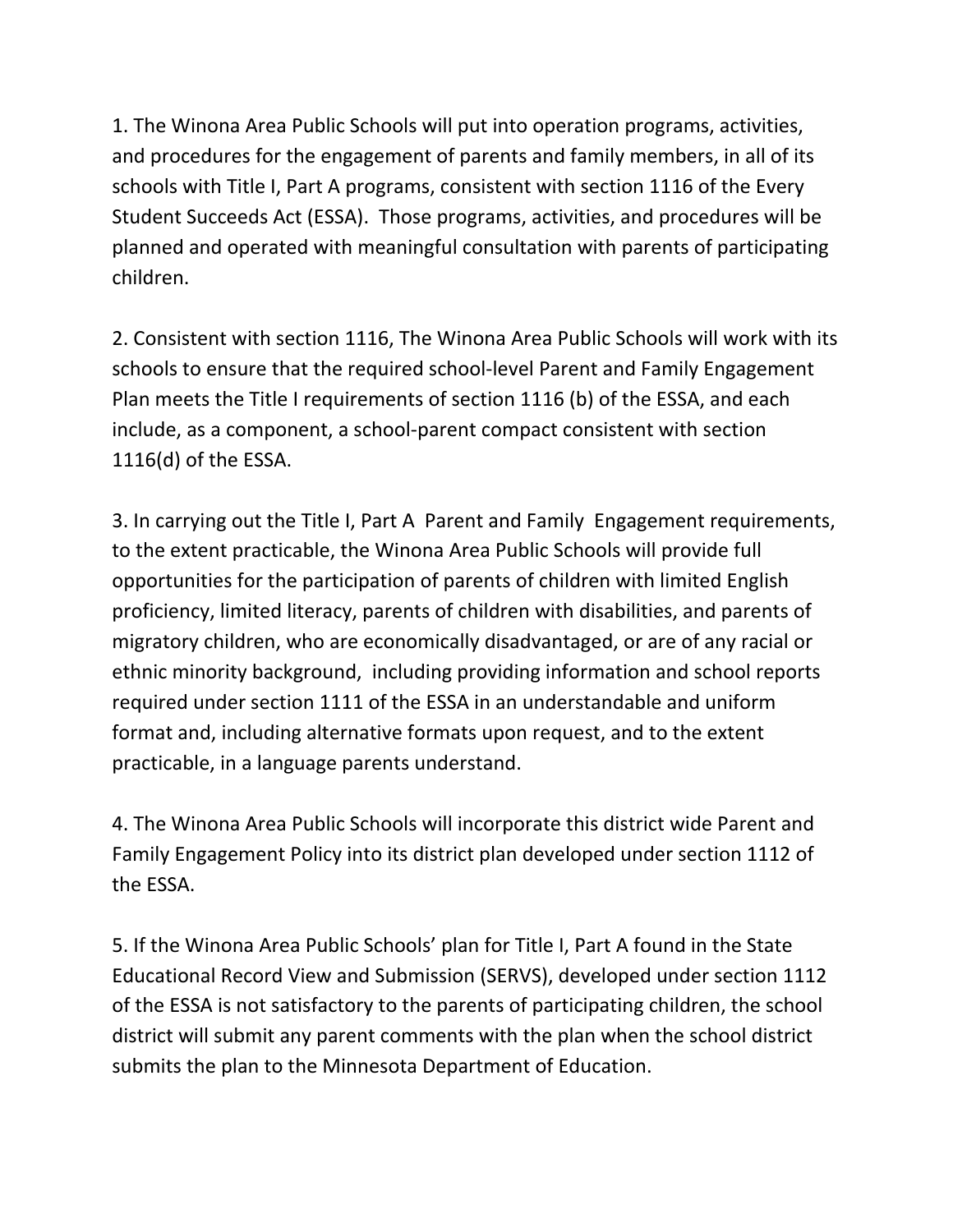1. The Winona Area Public Schools will put into operation programs, activities, and procedures for the engagement of parents and family members, in all of its schools with Title I, Part A programs, consistent with section 1116 of the Every Student Succeeds Act (ESSA). Those programs, activities, and procedures will be planned and operated with meaningful consultation with parents of participating children.

2. Consistent with section 1116, The Winona Area Public Schools will work with its schools to ensure that the required school-level Parent and Family Engagement Plan meets the Title I requirements of section 1116 (b) of the ESSA, and each include, as a component, a school-parent compact consistent with section 1116(d) of the ESSA.

3. In carrying out the Title I, Part A Parent and Family Engagement requirements, to the extent practicable, the Winona Area Public Schools will provide full opportunities for the participation of parents of children with limited English proficiency, limited literacy, parents of children with disabilities, and parents of migratory children, who are economically disadvantaged, or are of any racial or ethnic minority background, including providing information and school reports required under section 1111 of the ESSA in an understandable and uniform format and, including alternative formats upon request, and to the extent practicable, in a language parents understand.

4. The Winona Area Public Schools will incorporate this district wide Parent and Family Engagement Policy into its district plan developed under section 1112 of the ESSA.

5. If the Winona Area Public Schools' plan for Title I, Part A found in the State Educational Record View and Submission (SERVS), developed under section 1112 of the ESSA is not satisfactory to the parents of participating children, the school district will submit any parent comments with the plan when the school district submits the plan to the Minnesota Department of Education.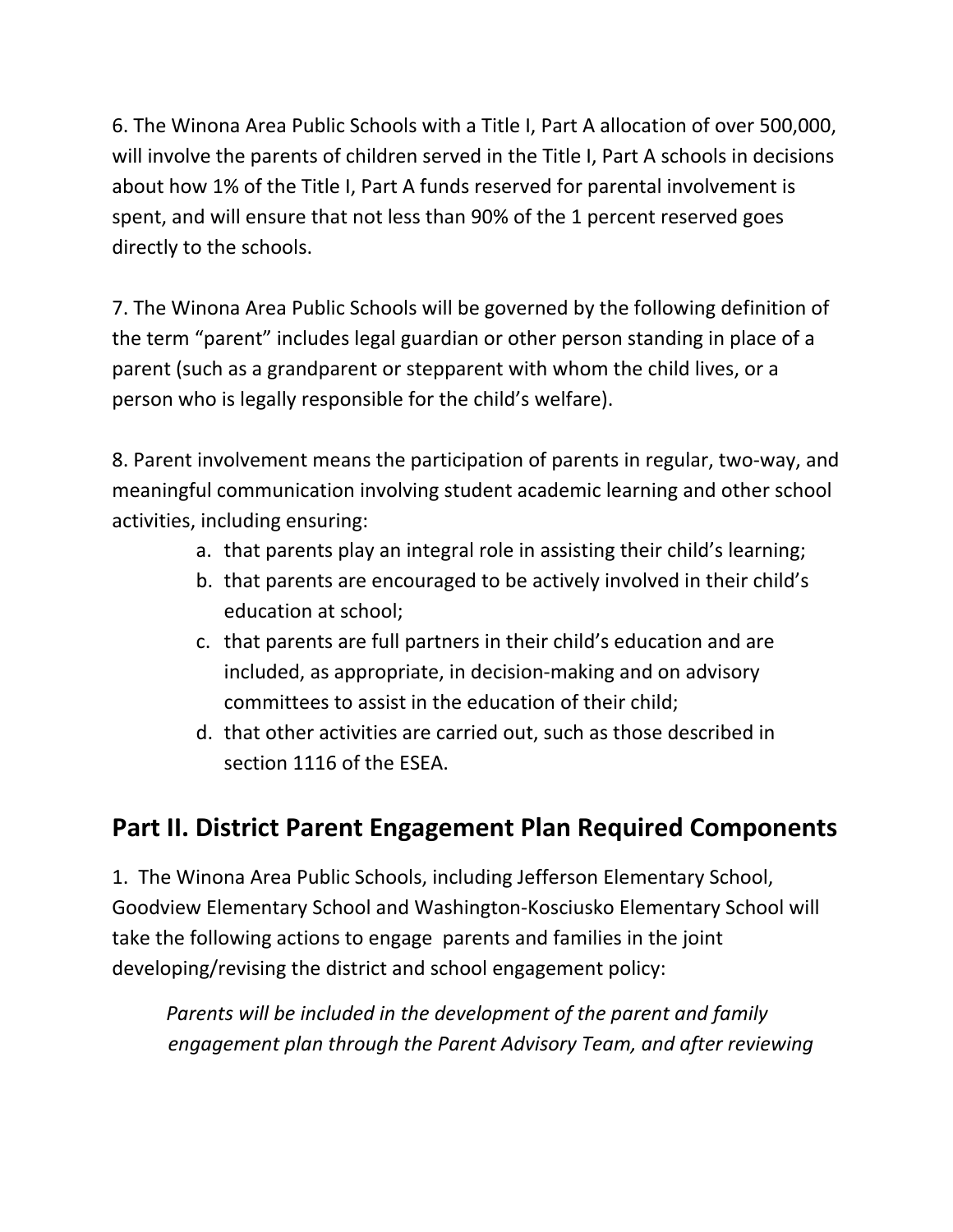6. The Winona Area Public Schools with a Title I, Part A allocation of over 500,000, will involve the parents of children served in the Title I, Part A schools in decisions about how 1% of the Title I, Part A funds reserved for parental involvement is spent, and will ensure that not less than 90% of the 1 percent reserved goes directly to the schools.

7. The Winona Area Public Schools will be governed by the following definition of the term "parent" includes legal guardian or other person standing in place of a parent (such as a grandparent or stepparent with whom the child lives, or a person who is legally responsible for the child's welfare).

8. Parent involvement means the participation of parents in regular, two-way, and meaningful communication involving student academic learning and other school activities, including ensuring:

a. that parents play an integral role in assisting their child's learning;
b. that parents are encouraged to be actively involved in their child's education at school;
c. that parents are full partners in their child's education and are included, as appropriate, in decision-making and on advisory committees to assist in the education of their child;
d. that other activities are carried out, such as those described in section 1116 of the ESEA.

## Part II. District Parent Engagement Plan Required Components

1. The Winona Area Public Schools, including Jefferson Elementary School, Goodview Elementary School and Washington-Kosciusko Elementary School will take the following actions to engage parents and families in the joint developing/revising the district and school engagement policy:

*Parents will be included in the development of the parent and family engagement plan through the Parent Advisory Team, and after reviewing*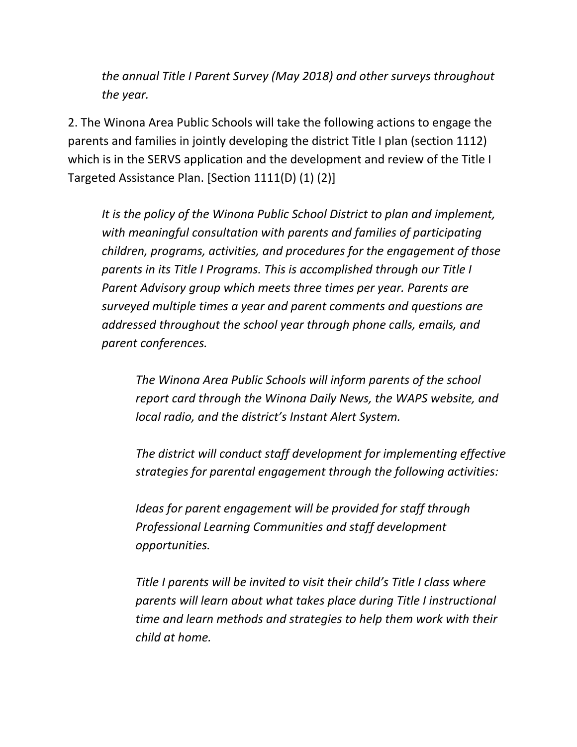*the annual Title I Parent Survey (May 2018) and other surveys throughout the year.*

2. The Winona Area Public Schools will take the following actions to engage the parents and families in jointly developing the district Title I plan (section 1112) which is in the SERVS application and the development and review of the Title I Targeted Assistance Plan. [Section 1111(D) (1) (2)]

*It is the policy of the Winona Public School District to plan and implement, with meaningful consultation with parents and families of participating children, programs, activities, and procedures for the engagement of those parents in its Title I Programs. This is accomplished through our Title I Parent Advisory group which meets three times per year. Parents are surveyed multiple times a year and parent comments and questions are addressed throughout the school year through phone calls, emails, and parent conferences.*

*The Winona Area Public Schools will inform parents of the school report card through the Winona Daily News, the WAPS website, and local radio, and the district's Instant Alert System.*

*The district will conduct staff development for implementing effective strategies for parental engagement through the following activities:*

*Ideas for parent engagement will be provided for staff through Professional Learning Communities and staff development opportunities.*

*Title I parents will be invited to visit their child's Title I class where parents will learn about what takes place during Title I instructional time and learn methods and strategies to help them work with their child at home.*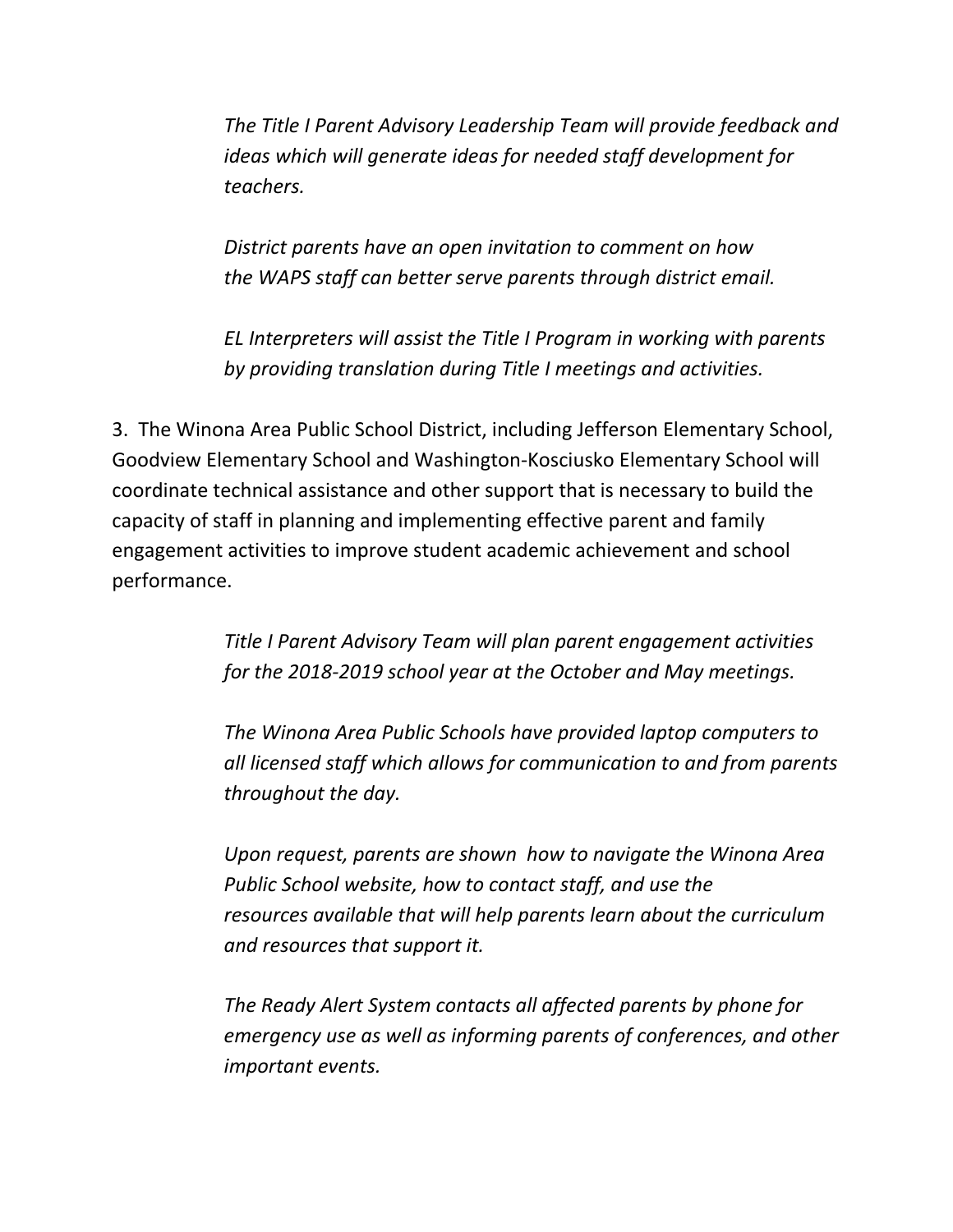*The Title I Parent Advisory Leadership Team will provide feedback and ideas which will generate ideas for needed staff development for teachers.*

*District parents have an open invitation to comment on how the WAPS staff can better serve parents through district email.*

*EL Interpreters will assist the Title I Program in working with parents by providing translation during Title I meetings and activities.*

3. The Winona Area Public School District, including Jefferson Elementary School, Goodview Elementary School and Washington-Kosciusko Elementary School will coordinate technical assistance and other support that is necessary to build the capacity of staff in planning and implementing effective parent and family engagement activities to improve student academic achievement and school performance.

*Title I Parent Advisory Team will plan parent engagement activities for the 2018-2019 school year at the October and May meetings.*

*The Winona Area Public Schools have provided laptop computers to all licensed staff which allows for communication to and from parents throughout the day.*

*Upon request, parents are shown how to navigate the Winona Area Public School website, how to contact staff, and use the resources available that will help parents learn about the curriculum and resources that support it.*

*The Ready Alert System contacts all affected parents by phone for emergency use as well as informing parents of conferences, and other important events.*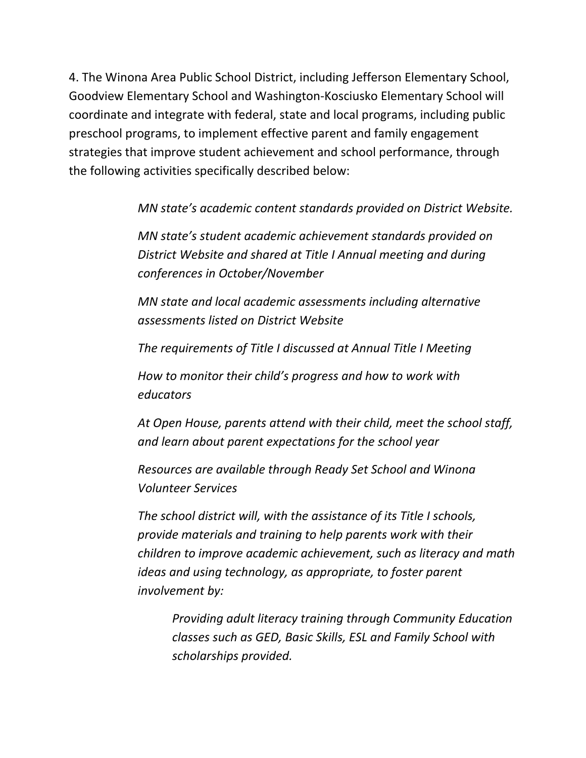4. The Winona Area Public School District, including Jefferson Elementary School, Goodview Elementary School and Washington-Kosciusko Elementary School will coordinate and integrate with federal, state and local programs, including public preschool programs, to implement effective parent and family engagement strategies that improve student achievement and school performance, through the following activities specifically described below:

> *MN state's academic content standards provided on District Website.*
>
> *MN state's student academic achievement standards provided on District Website and shared at Title I Annual meeting and during conferences in October/November*
>
> *MN state and local academic assessments including alternative assessments listed on District Website*
>
> *The requirements of Title I discussed at Annual Title I Meeting*
>
> *How to monitor their child's progress and how to work with educators*
>
> *At Open House, parents attend with their child, meet the school staff, and learn about parent expectations for the school year*
>
> *Resources are available through Ready Set School and Winona Volunteer Services*
>
> *The school district will, with the assistance of its Title I schools, provide materials and training to help parents work with their children to improve academic achievement, such as literacy and math ideas and using technology, as appropriate, to foster parent involvement by:*
>
> > *Providing adult literacy training through Community Education classes such as GED, Basic Skills, ESL and Family School with scholarships provided.*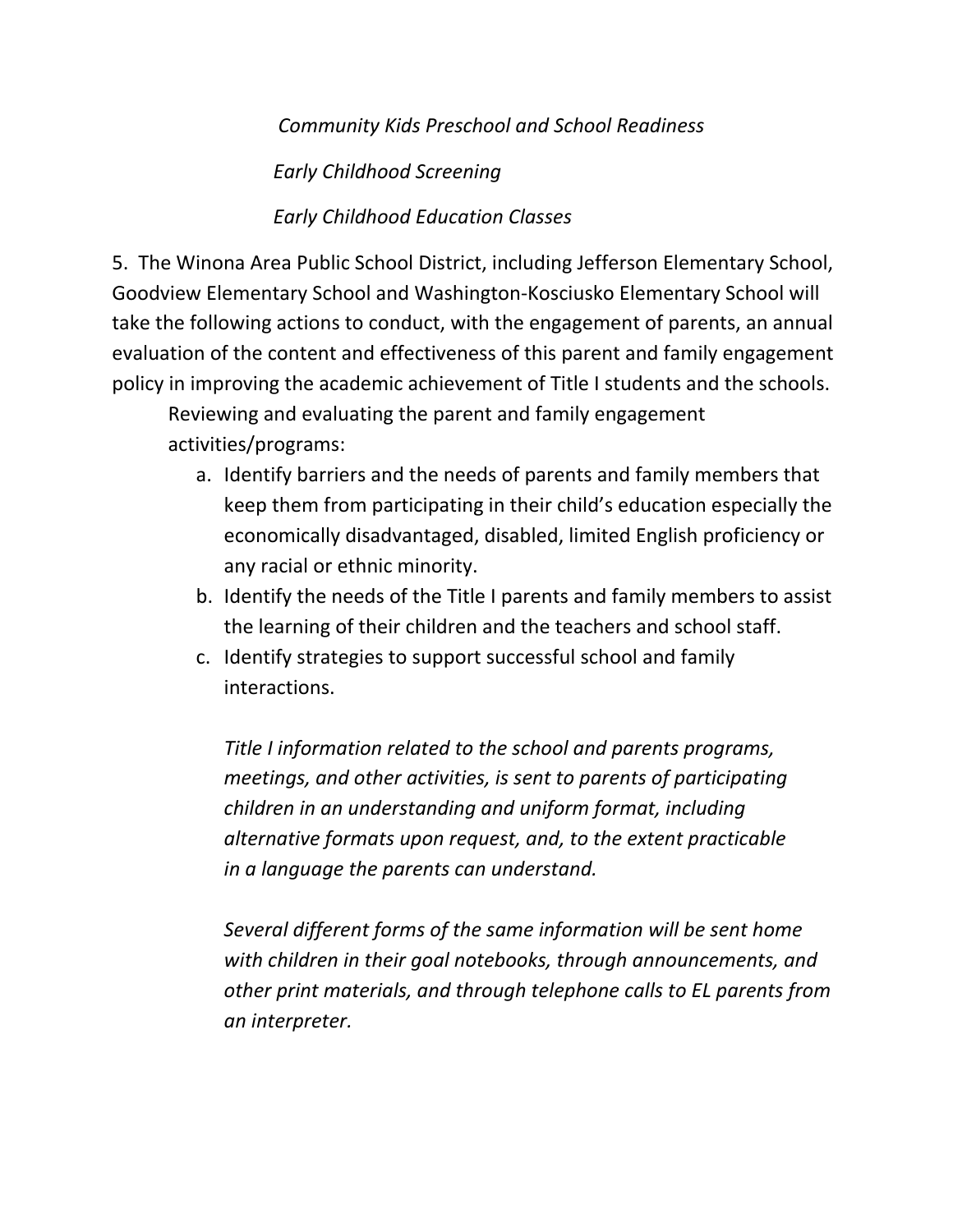*Community Kids Preschool and School Readiness*

*Early Childhood Screening*

*Early Childhood Education Classes*

5. The Winona Area Public School District, including Jefferson Elementary School, Goodview Elementary School and Washington-Kosciusko Elementary School will take the following actions to conduct, with the engagement of parents, an annual evaluation of the content and effectiveness of this parent and family engagement policy in improving the academic achievement of Title I students and the schools.

Reviewing and evaluating the parent and family engagement activities/programs:

a. Identify barriers and the needs of parents and family members that keep them from participating in their child's education especially the economically disadvantaged, disabled, limited English proficiency or any racial or ethnic minority.
b. Identify the needs of the Title I parents and family members to assist the learning of their children and the teachers and school staff.
c. Identify strategies to support successful school and family interactions.

*Title I information related to the school and parents programs, meetings, and other activities, is sent to parents of participating children in an understanding and uniform format, including alternative formats upon request, and, to the extent practicable in a language the parents can understand.*

*Several different forms of the same information will be sent home with children in their goal notebooks, through announcements, and other print materials, and through telephone calls to EL parents from an interpreter.*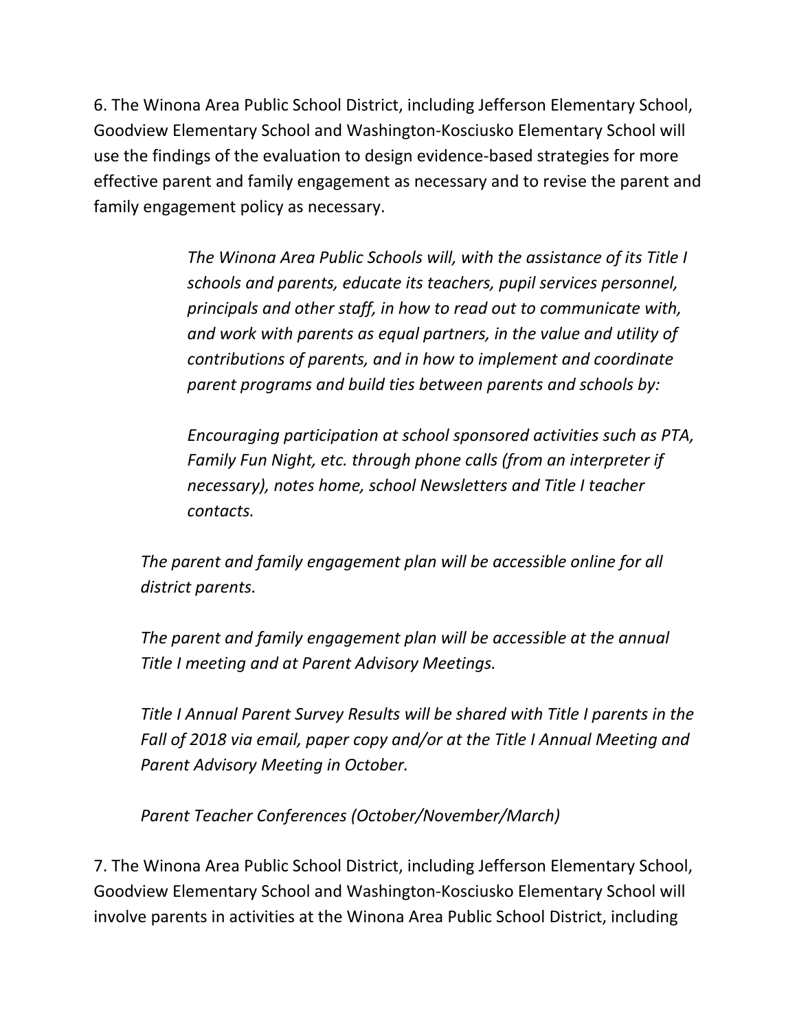6. The Winona Area Public School District, including Jefferson Elementary School, Goodview Elementary School and Washington-Kosciusko Elementary School will use the findings of the evaluation to design evidence-based strategies for more effective parent and family engagement as necessary and to revise the parent and family engagement policy as necessary.

> *The Winona Area Public Schools will, with the assistance of its Title I schools and parents, educate its teachers, pupil services personnel, principals and other staff, in how to read out to communicate with, and work with parents as equal partners, in the value and utility of contributions of parents, and in how to implement and coordinate parent programs and build ties between parents and schools by:*
>
> *Encouraging participation at school sponsored activities such as PTA, Family Fun Night, etc. through phone calls (from an interpreter if necessary), notes home, school Newsletters and Title I teacher contacts.*

*The parent and family engagement plan will be accessible online for all district parents.*

*The parent and family engagement plan will be accessible at the annual Title I meeting and at Parent Advisory Meetings.*

*Title I Annual Parent Survey Results will be shared with Title I parents in the Fall of 2018 via email, paper copy and/or at the Title I Annual Meeting and Parent Advisory Meeting in October.*

*Parent Teacher Conferences (October/November/March)*

7. The Winona Area Public School District, including Jefferson Elementary School, Goodview Elementary School and Washington-Kosciusko Elementary School will involve parents in activities at the Winona Area Public School District, including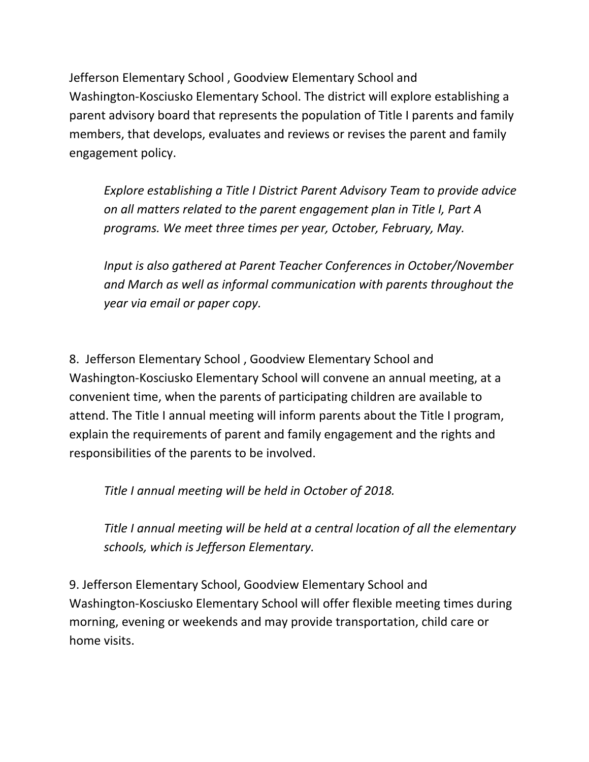Jefferson Elementary School , Goodview Elementary School and Washington-Kosciusko Elementary School. The district will explore establishing a parent advisory board that represents the population of Title I parents and family members, that develops, evaluates and reviews or revises the parent and family engagement policy.

> *Explore establishing a Title I District Parent Advisory Team to provide advice on all matters related to the parent engagement plan in Title I, Part A programs. We meet three times per year, October, February, May.*
>
> *Input is also gathered at Parent Teacher Conferences in October/November and March as well as informal communication with parents throughout the year via email or paper copy.*

8. Jefferson Elementary School , Goodview Elementary School and Washington-Kosciusko Elementary School will convene an annual meeting, at a convenient time, when the parents of participating children are available to attend. The Title I annual meeting will inform parents about the Title I program, explain the requirements of parent and family engagement and the rights and responsibilities of the parents to be involved.

> *Title I annual meeting will be held in October of 2018.*
>
> *Title I annual meeting will be held at a central location of all the elementary schools, which is Jefferson Elementary.*

9. Jefferson Elementary School, Goodview Elementary School and Washington-Kosciusko Elementary School will offer flexible meeting times during morning, evening or weekends and may provide transportation, child care or home visits.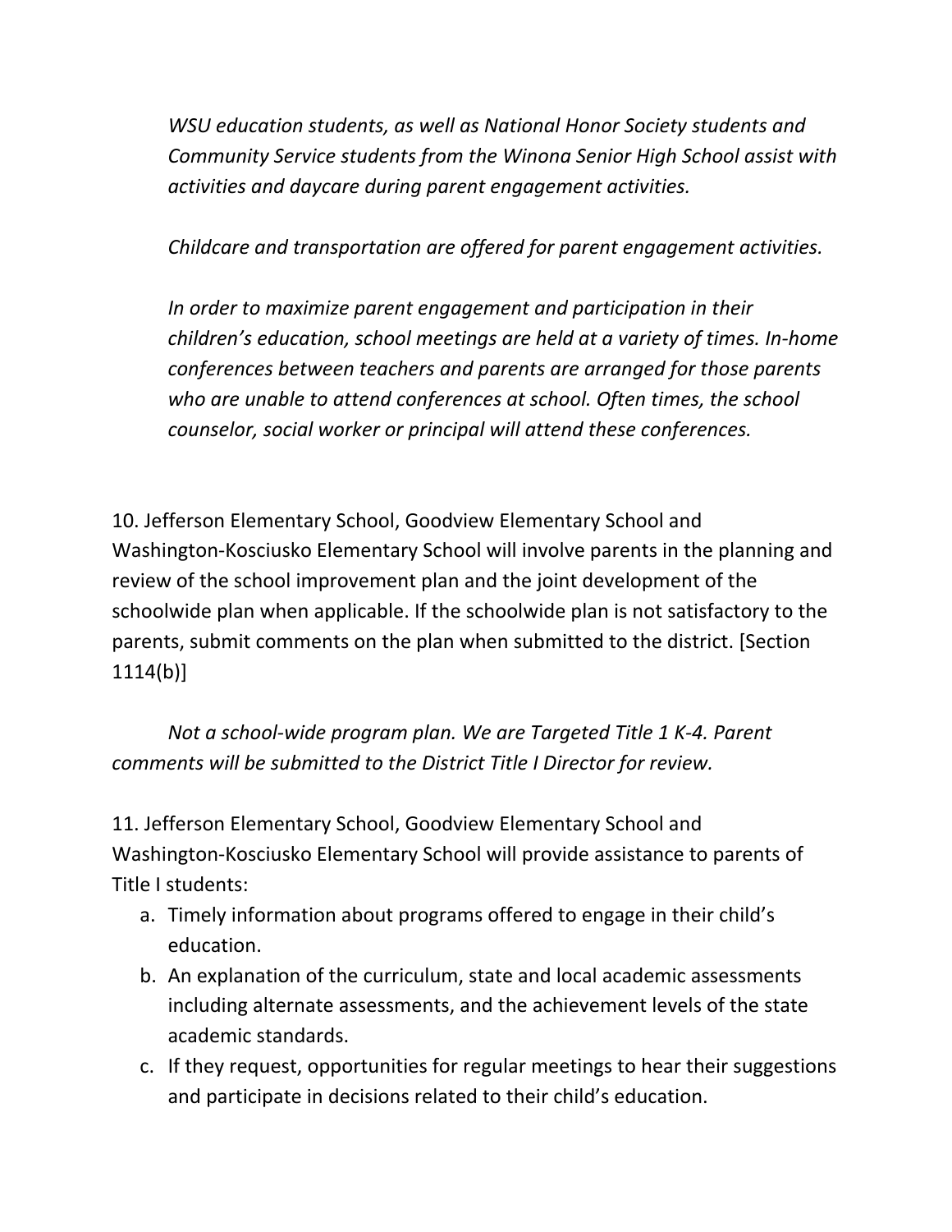*WSU education students, as well as National Honor Society students and Community Service students from the Winona Senior High School assist with activities and daycare during parent engagement activities.*

*Childcare and transportation are offered for parent engagement activities.*

*In order to maximize parent engagement and participation in their children's education, school meetings are held at a variety of times. In-home conferences between teachers and parents are arranged for those parents who are unable to attend conferences at school. Often times, the school counselor, social worker or principal will attend these conferences.*

10. Jefferson Elementary School, Goodview Elementary School and Washington-Kosciusko Elementary School will involve parents in the planning and review of the school improvement plan and the joint development of the schoolwide plan when applicable. If the schoolwide plan is not satisfactory to the parents, submit comments on the plan when submitted to the district. [Section 1114(b)]

*Not a school-wide program plan. We are Targeted Title 1 K-4. Parent comments will be submitted to the District Title I Director for review.*

11. Jefferson Elementary School, Goodview Elementary School and Washington-Kosciusko Elementary School will provide assistance to parents of Title I students:

a. Timely information about programs offered to engage in their child's education.
b. An explanation of the curriculum, state and local academic assessments including alternate assessments, and the achievement levels of the state academic standards.
c. If they request, opportunities for regular meetings to hear their suggestions and participate in decisions related to their child's education.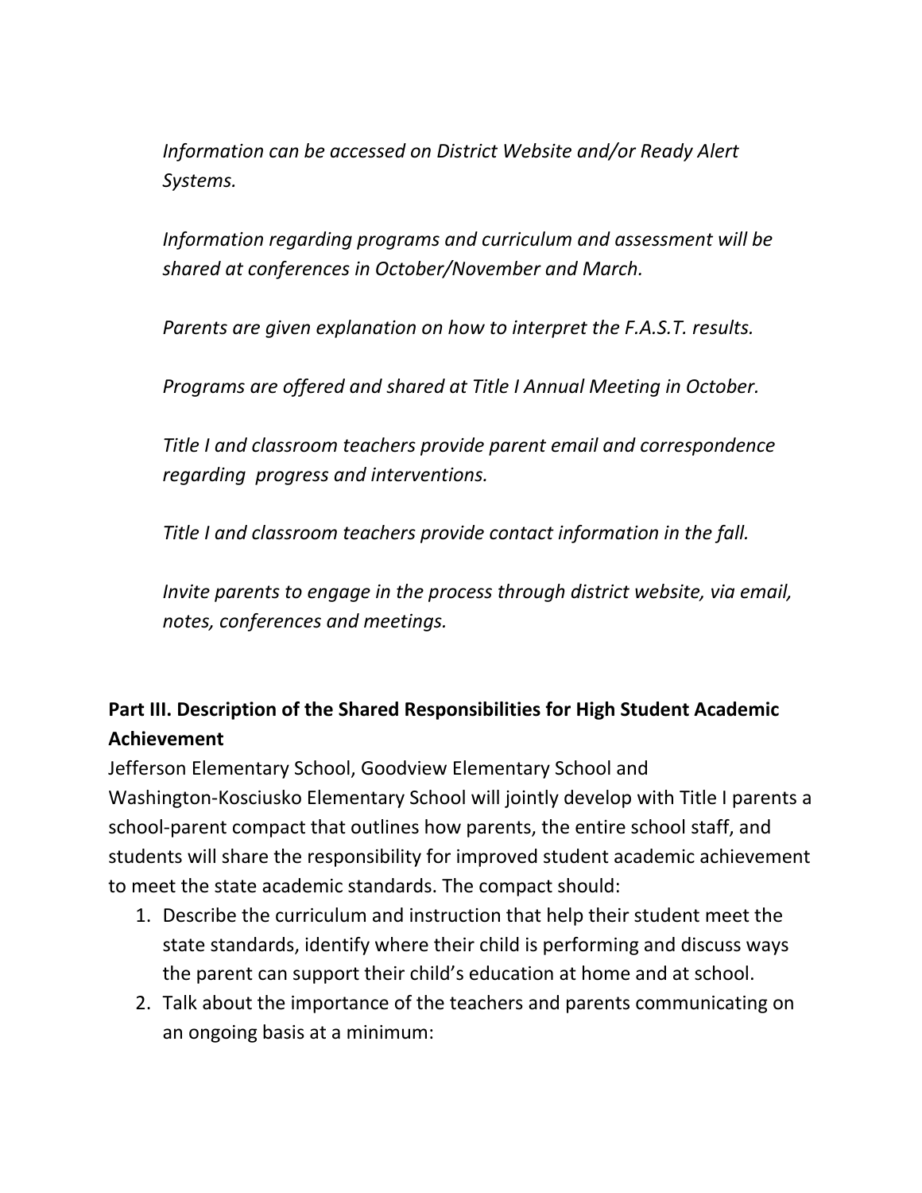*Information can be accessed on District Website and/or Ready Alert Systems.*

*Information regarding programs and curriculum and assessment will be shared at conferences in October/November and March.*

*Parents are given explanation on how to interpret the F.A.S.T. results.*

*Programs are offered and shared at Title I Annual Meeting in October.*

*Title I and classroom teachers provide parent email and correspondence regarding progress and interventions.*

*Title I and classroom teachers provide contact information in the fall.*

*Invite parents to engage in the process through district website, via email, notes, conferences and meetings.*

**Part III. Description of the Shared Responsibilities for High Student Academic Achievement**

Jefferson Elementary School, Goodview Elementary School and Washington-Kosciusko Elementary School will jointly develop with Title I parents a school-parent compact that outlines how parents, the entire school staff, and students will share the responsibility for improved student academic achievement to meet the state academic standards. The compact should:

1. Describe the curriculum and instruction that help their student meet the state standards, identify where their child is performing and discuss ways the parent can support their child's education at home and at school.
2. Talk about the importance of the teachers and parents communicating on an ongoing basis at a minimum: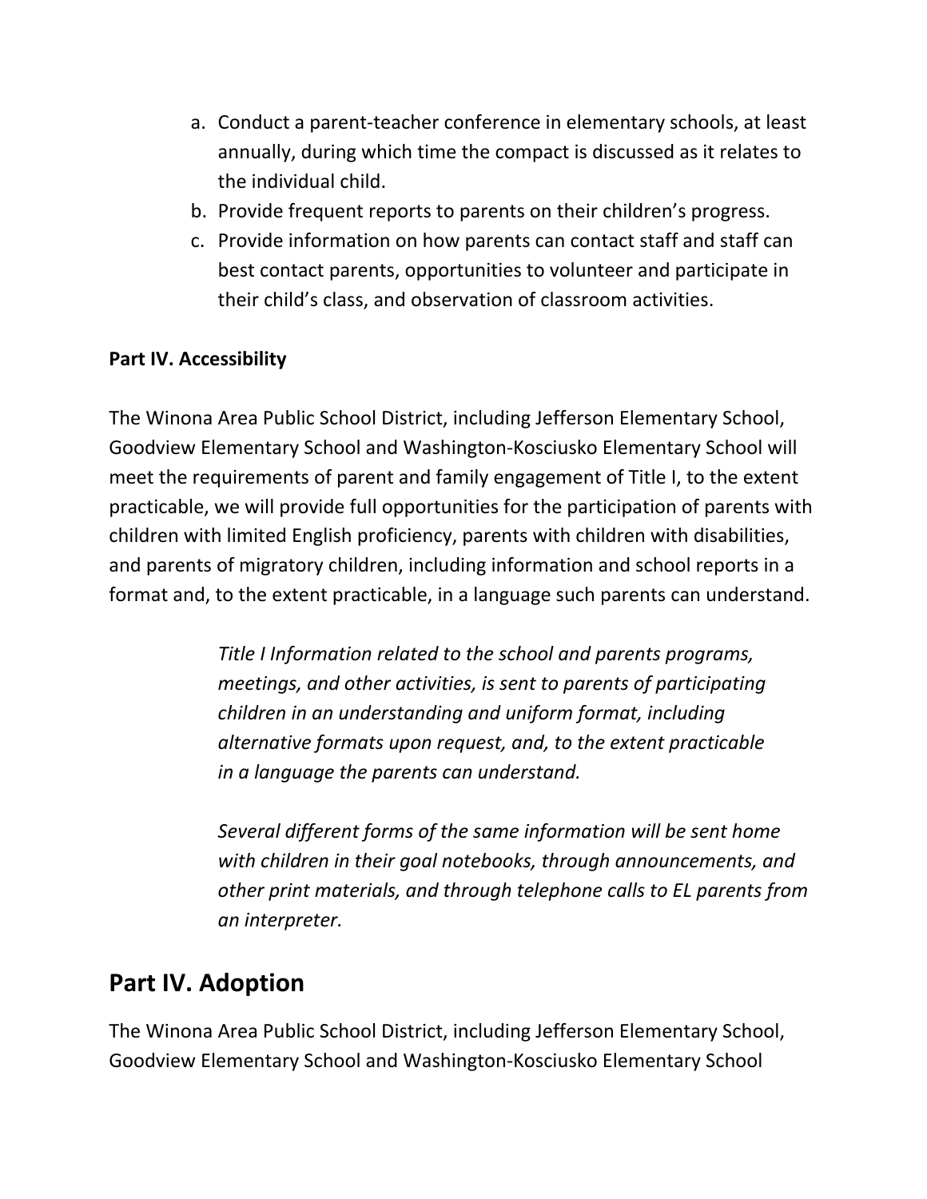a. Conduct a parent-teacher conference in elementary schools, at least annually, during which time the compact is discussed as it relates to the individual child.
b. Provide frequent reports to parents on their children's progress.
c. Provide information on how parents can contact staff and staff can best contact parents, opportunities to volunteer and participate in their child's class, and observation of classroom activities.

**Part IV. Accessibility**

The Winona Area Public School District, including Jefferson Elementary School, Goodview Elementary School and Washington-Kosciusko Elementary School will meet the requirements of parent and family engagement of Title I, to the extent practicable, we will provide full opportunities for the participation of parents with children with limited English proficiency, parents with children with disabilities, and parents of migratory children, including information and school reports in a format and, to the extent practicable, in a language such parents can understand.

> *Title I Information related to the school and parents programs, meetings, and other activities, is sent to parents of participating children in an understanding and uniform format, including alternative formats upon request, and, to the extent practicable in a language the parents can understand.*
>
> *Several different forms of the same information will be sent home with children in their goal notebooks, through announcements, and other print materials, and through telephone calls to EL parents from an interpreter.*

## Part IV. Adoption

The Winona Area Public School District, including Jefferson Elementary School, Goodview Elementary School and Washington-Kosciusko Elementary School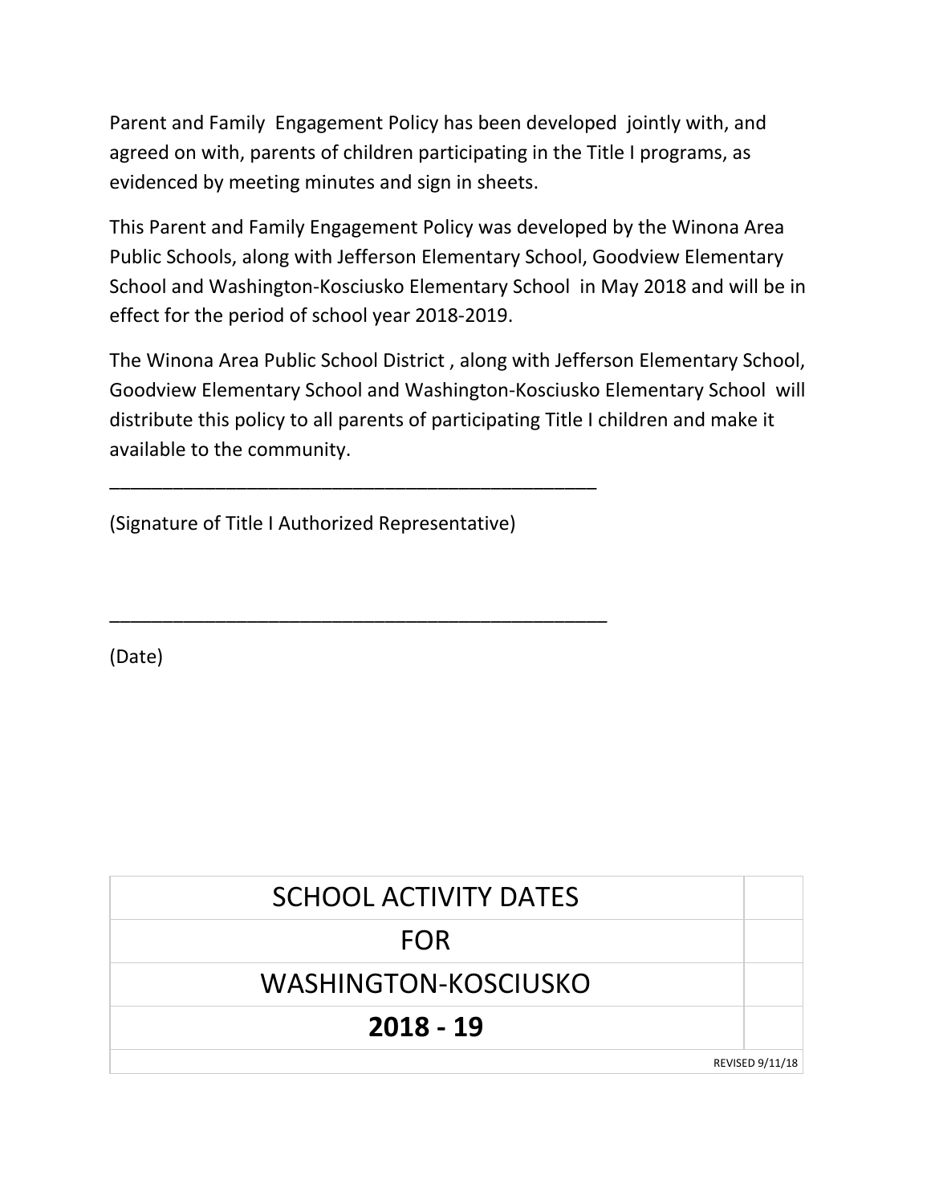Parent and Family Engagement Policy has been developed jointly with, and agreed on with, parents of children participating in the Title I programs, as evidenced by meeting minutes and sign in sheets.

This Parent and Family Engagement Policy was developed by the Winona Area Public Schools, along with Jefferson Elementary School, Goodview Elementary School and Washington-Kosciusko Elementary School in May 2018 and will be in effect for the period of school year 2018-2019.

The Winona Area Public School District , along with Jefferson Elementary School, Goodview Elementary School and Washington-Kosciusko Elementary School will distribute this policy to all parents of participating Title I children and make it available to the community.

\_\_\_\_\_\_\_\_\_\_\_\_\_\_\_\_\_\_\_\_\_\_\_\_\_\_\_\_\_\_\_\_\_\_\_\_\_\_\_\_\_\_\_\_\_\_\_\_

(Signature of Title I Authorized Representative)

\_\_\_\_\_\_\_\_\_\_\_\_\_\_\_\_\_\_\_\_\_\_\_\_\_\_\_\_\_\_\_\_\_\_\_\_\_\_\_\_\_\_\_\_\_\_\_\_

(Date)

| SCHOOL ACTIVITY DATES | |
|---|---|
| FOR | |
| WASHINGTON-KOSCIUSKO | |
| **2018 - 19** | |
| REVISED 9/11/18 | |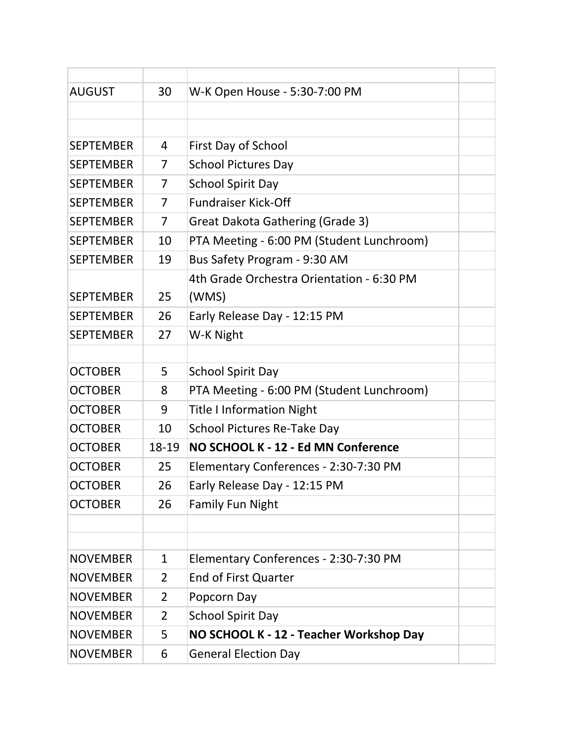| | | | |
|---|---|---|---|
| AUGUST | 30 | W-K Open House - 5:30-7:00 PM | |
| | | | |
| | | | |
| SEPTEMBER | 4 | First Day of School | |
| SEPTEMBER | 7 | School Pictures Day | |
| SEPTEMBER | 7 | School Spirit Day | |
| SEPTEMBER | 7 | Fundraiser Kick-Off | |
| SEPTEMBER | 7 | Great Dakota Gathering (Grade 3) | |
| SEPTEMBER | 10 | PTA Meeting - 6:00 PM (Student Lunchroom) | |
| SEPTEMBER | 19 | Bus Safety Program - 9:30 AM | |
| SEPTEMBER | 25 | 4th Grade Orchestra Orientation - 6:30 PM (WMS) | |
| SEPTEMBER | 26 | Early Release Day - 12:15 PM | |
| SEPTEMBER | 27 | W-K Night | |
| | | | |
| OCTOBER | 5 | School Spirit Day | |
| OCTOBER | 8 | PTA Meeting - 6:00 PM (Student Lunchroom) | |
| OCTOBER | 9 | Title I Information Night | |
| OCTOBER | 10 | School Pictures Re-Take Day | |
| OCTOBER | 18-19 | **NO SCHOOL K - 12 - Ed MN Conference** | |
| OCTOBER | 25 | Elementary Conferences - 2:30-7:30 PM | |
| OCTOBER | 26 | Early Release Day - 12:15 PM | |
| OCTOBER | 26 | Family Fun Night | |
| | | | |
| | | | |
| NOVEMBER | 1 | Elementary Conferences - 2:30-7:30 PM | |
| NOVEMBER | 2 | End of First Quarter | |
| NOVEMBER | 2 | Popcorn Day | |
| NOVEMBER | 2 | School Spirit Day | |
| NOVEMBER | 5 | **NO SCHOOL K - 12 - Teacher Workshop Day** | |
| NOVEMBER | 6 | General Election Day | |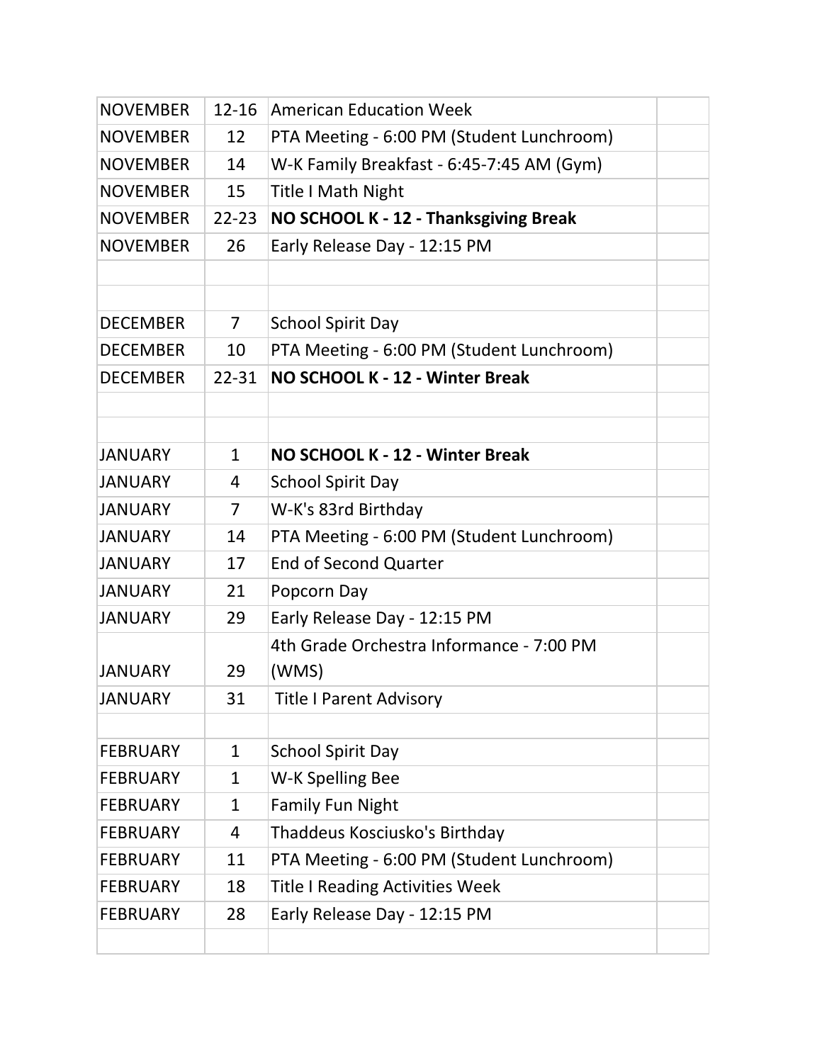| | | | |
|---|---|---|---|
| NOVEMBER | 12-16 | American Education Week | |
| NOVEMBER | 12 | PTA Meeting - 6:00 PM (Student Lunchroom) | |
| NOVEMBER | 14 | W-K Family Breakfast - 6:45-7:45 AM (Gym) | |
| NOVEMBER | 15 | Title I Math Night | |
| NOVEMBER | 22-23 | **NO SCHOOL K - 12 - Thanksgiving Break** | |
| NOVEMBER | 26 | Early Release Day - 12:15 PM | |
| | | | |
| | | | |
| DECEMBER | 7 | School Spirit Day | |
| DECEMBER | 10 | PTA Meeting - 6:00 PM (Student Lunchroom) | |
| DECEMBER | 22-31 | **NO SCHOOL K - 12 - Winter Break** | |
| | | | |
| | | | |
| JANUARY | 1 | **NO SCHOOL K - 12 - Winter Break** | |
| JANUARY | 4 | School Spirit Day | |
| JANUARY | 7 | W-K's 83rd Birthday | |
| JANUARY | 14 | PTA Meeting - 6:00 PM (Student Lunchroom) | |
| JANUARY | 17 | End of Second Quarter | |
| JANUARY | 21 | Popcorn Day | |
| JANUARY | 29 | Early Release Day - 12:15 PM | |
| JANUARY | 29 | 4th Grade Orchestra Informance - 7:00 PM (WMS) | |
| JANUARY | 31 | Title I Parent Advisory | |
| | | | |
| FEBRUARY | 1 | School Spirit Day | |
| FEBRUARY | 1 | W-K Spelling Bee | |
| FEBRUARY | 1 | Family Fun Night | |
| FEBRUARY | 4 | Thaddeus Kosciusko's Birthday | |
| FEBRUARY | 11 | PTA Meeting - 6:00 PM (Student Lunchroom) | |
| FEBRUARY | 18 | Title I Reading Activities Week | |
| FEBRUARY | 28 | Early Release Day - 12:15 PM | |
| | | | |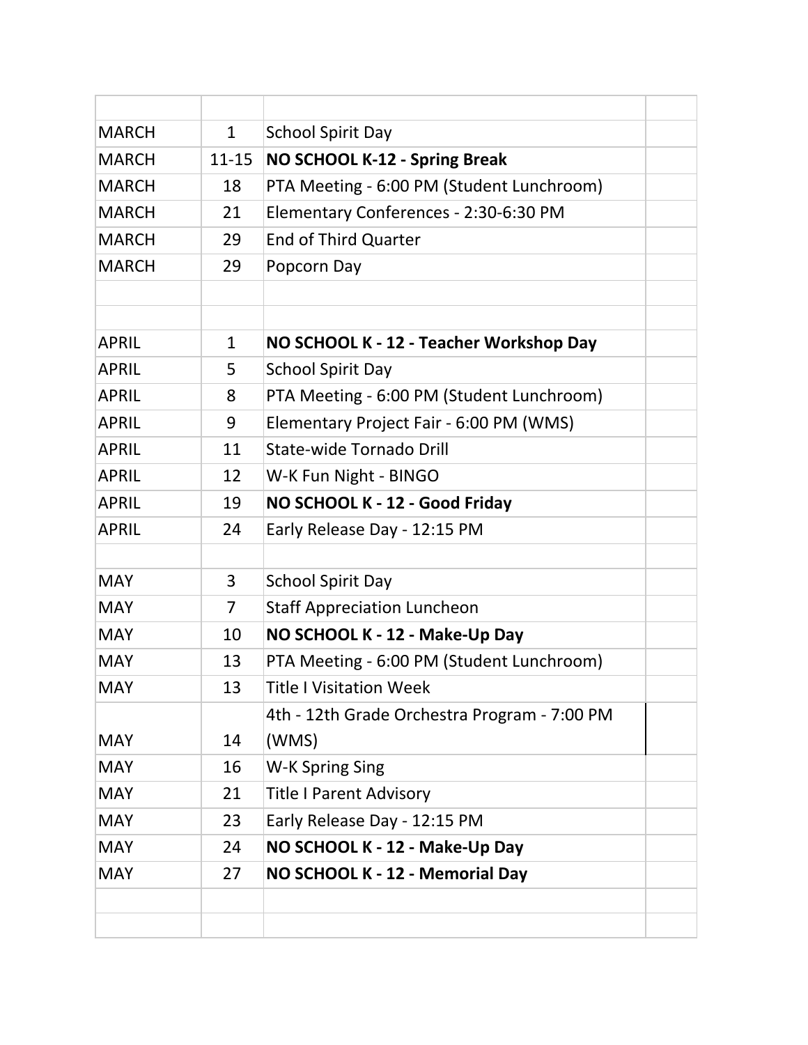| | | | |
|---|---|---|---|
| MARCH | 1 | School Spirit Day | |
| MARCH | 11-15 | **NO SCHOOL K-12 - Spring Break** | |
| MARCH | 18 | PTA Meeting - 6:00 PM (Student Lunchroom) | |
| MARCH | 21 | Elementary Conferences - 2:30-6:30 PM | |
| MARCH | 29 | End of Third Quarter | |
| MARCH | 29 | Popcorn Day | |
| | | | |
| | | | |
| APRIL | 1 | **NO SCHOOL K - 12 - Teacher Workshop Day** | |
| APRIL | 5 | School Spirit Day | |
| APRIL | 8 | PTA Meeting - 6:00 PM (Student Lunchroom) | |
| APRIL | 9 | Elementary Project Fair - 6:00 PM (WMS) | |
| APRIL | 11 | State-wide Tornado Drill | |
| APRIL | 12 | W-K Fun Night - BINGO | |
| APRIL | 19 | **NO SCHOOL K - 12 - Good Friday** | |
| APRIL | 24 | Early Release Day - 12:15 PM | |
| | | | |
| MAY | 3 | School Spirit Day | |
| MAY | 7 | Staff Appreciation Luncheon | |
| MAY | 10 | **NO SCHOOL K - 12 - Make-Up Day** | |
| MAY | 13 | PTA Meeting - 6:00 PM (Student Lunchroom) | |
| MAY | 13 | Title I Visitation Week | |
| MAY | 14 | 4th - 12th Grade Orchestra Program - 7:00 PM (WMS) | |
| MAY | 16 | W-K Spring Sing | |
| MAY | 21 | Title I Parent Advisory | |
| MAY | 23 | Early Release Day - 12:15 PM | |
| MAY | 24 | **NO SCHOOL K - 12 - Make-Up Day** | |
| MAY | 27 | **NO SCHOOL K - 12 - Memorial Day** | |
| | | | |
| | | | |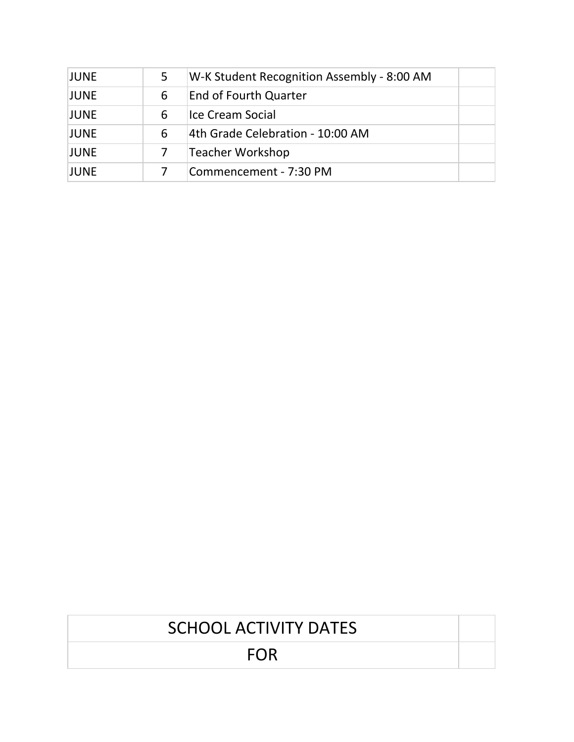| JUNE | 5 | W-K Student Recognition Assembly - 8:00 AM | |
|---|---|---|---|
| JUNE | 6 | End of Fourth Quarter | |
| JUNE | 6 | Ice Cream Social | |
| JUNE | 6 | 4th Grade Celebration - 10:00 AM | |
| JUNE | 7 | Teacher Workshop | |
| JUNE | 7 | Commencement - 7:30 PM | |

| SCHOOL ACTIVITY DATES | |
|---|---|
| FOR | |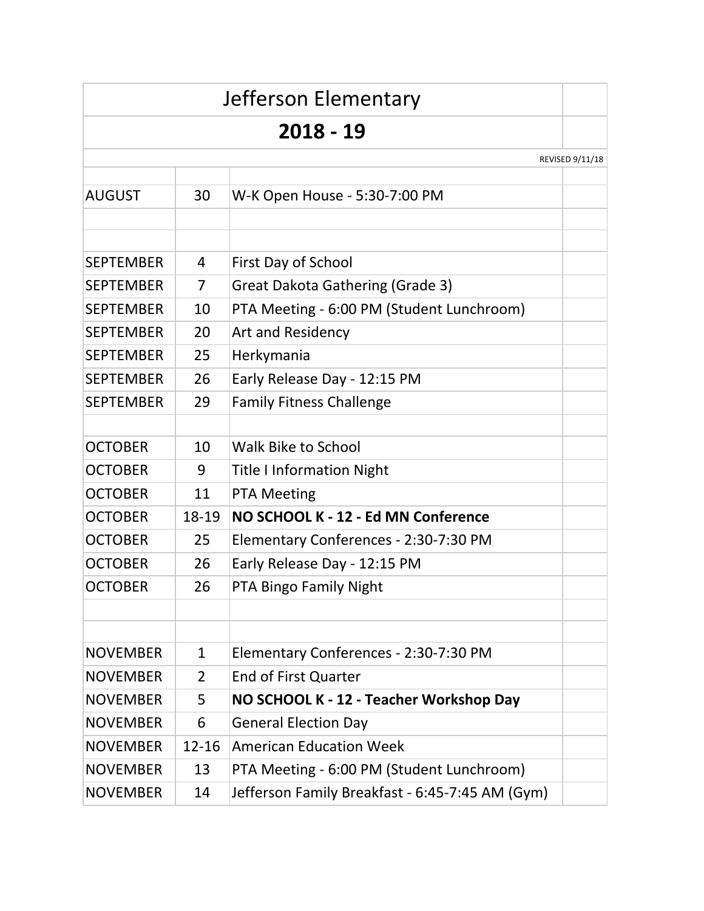# Jefferson Elementary

## 2018 - 19

REVISED 9/11/18

| | | | |
|---|---|---|---|
| AUGUST | 30 | W-K Open House - 5:30-7:00 PM | |
| | | | |
| | | | |
| SEPTEMBER | 4 | First Day of School | |
| SEPTEMBER | 7 | Great Dakota Gathering (Grade 3) | |
| SEPTEMBER | 10 | PTA Meeting - 6:00 PM (Student Lunchroom) | |
| SEPTEMBER | 20 | Art and Residency | |
| SEPTEMBER | 25 | Herkymania | |
| SEPTEMBER | 26 | Early Release Day - 12:15 PM | |
| SEPTEMBER | 29 | Family Fitness Challenge | |
| | | | |
| OCTOBER | 10 | Walk Bike to School | |
| OCTOBER | 9 | Title I Information Night | |
| OCTOBER | 11 | PTA Meeting | |
| OCTOBER | 18-19 | **NO SCHOOL K - 12 - Ed MN Conference** | |
| OCTOBER | 25 | Elementary Conferences - 2:30-7:30 PM | |
| OCTOBER | 26 | Early Release Day - 12:15 PM | |
| OCTOBER | 26 | PTA Bingo Family Night | |
| | | | |
| | | | |
| NOVEMBER | 1 | Elementary Conferences - 2:30-7:30 PM | |
| NOVEMBER | 2 | End of First Quarter | |
| NOVEMBER | 5 | **NO SCHOOL K - 12 - Teacher Workshop Day** | |
| NOVEMBER | 6 | General Election Day | |
| NOVEMBER | 12-16 | American Education Week | |
| NOVEMBER | 13 | PTA Meeting - 6:00 PM (Student Lunchroom) | |
| NOVEMBER | 14 | Jefferson Family Breakfast - 6:45-7:45 AM (Gym) | |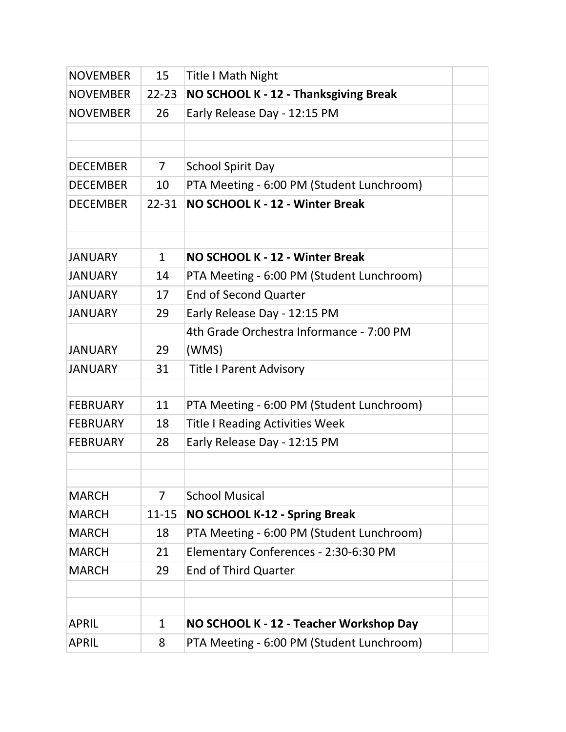| | | | |
|---|---|---|---|
| NOVEMBER | 15 | Title I Math Night | |
| NOVEMBER | 22-23 | **NO SCHOOL K - 12 - Thanksgiving Break** | |
| NOVEMBER | 26 | Early Release Day - 12:15 PM | |
| | | | |
| | | | |
| DECEMBER | 7 | School Spirit Day | |
| DECEMBER | 10 | PTA Meeting - 6:00 PM (Student Lunchroom) | |
| DECEMBER | 22-31 | **NO SCHOOL K - 12 - Winter Break** | |
| | | | |
| | | | |
| JANUARY | 1 | **NO SCHOOL K - 12 - Winter Break** | |
| JANUARY | 14 | PTA Meeting - 6:00 PM (Student Lunchroom) | |
| JANUARY | 17 | End of Second Quarter | |
| JANUARY | 29 | Early Release Day - 12:15 PM | |
| JANUARY | 29 | 4th Grade Orchestra Informance - 7:00 PM (WMS) | |
| JANUARY | 31 | Title I Parent Advisory | |
| | | | |
| FEBRUARY | 11 | PTA Meeting - 6:00 PM (Student Lunchroom) | |
| FEBRUARY | 18 | Title I Reading Activities Week | |
| FEBRUARY | 28 | Early Release Day - 12:15 PM | |
| | | | |
| | | | |
| MARCH | 7 | School Musical | |
| MARCH | 11-15 | **NO SCHOOL K-12 - Spring Break** | |
| MARCH | 18 | PTA Meeting - 6:00 PM (Student Lunchroom) | |
| MARCH | 21 | Elementary Conferences - 2:30-6:30 PM | |
| MARCH | 29 | End of Third Quarter | |
| | | | |
| | | | |
| APRIL | 1 | **NO SCHOOL K - 12 - Teacher Workshop Day** | |
| APRIL | 8 | PTA Meeting - 6:00 PM (Student Lunchroom) | |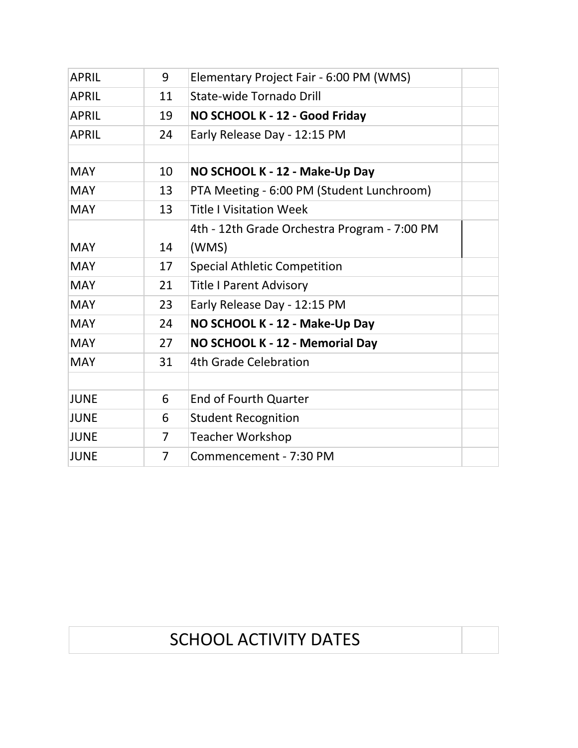| | | | |
|---|---|---|---|
| APRIL | 9 | Elementary Project Fair - 6:00 PM (WMS) | |
| APRIL | 11 | State-wide Tornado Drill | |
| APRIL | 19 | **NO SCHOOL K - 12 - Good Friday** | |
| APRIL | 24 | Early Release Day - 12:15 PM | |
| | | | |
| MAY | 10 | **NO SCHOOL K - 12 - Make-Up Day** | |
| MAY | 13 | PTA Meeting - 6:00 PM (Student Lunchroom) | |
| MAY | 13 | Title I Visitation Week | |
| MAY | 14 | 4th - 12th Grade Orchestra Program - 7:00 PM (WMS) | |
| MAY | 17 | Special Athletic Competition | |
| MAY | 21 | Title I Parent Advisory | |
| MAY | 23 | Early Release Day - 12:15 PM | |
| MAY | 24 | **NO SCHOOL K - 12 - Make-Up Day** | |
| MAY | 27 | **NO SCHOOL K - 12 - Memorial Day** | |
| MAY | 31 | 4th Grade Celebration | |
| | | | |
| JUNE | 6 | End of Fourth Quarter | |
| JUNE | 6 | Student Recognition | |
| JUNE | 7 | Teacher Workshop | |
| JUNE | 7 | Commencement - 7:30 PM | |

# SCHOOL ACTIVITY DATES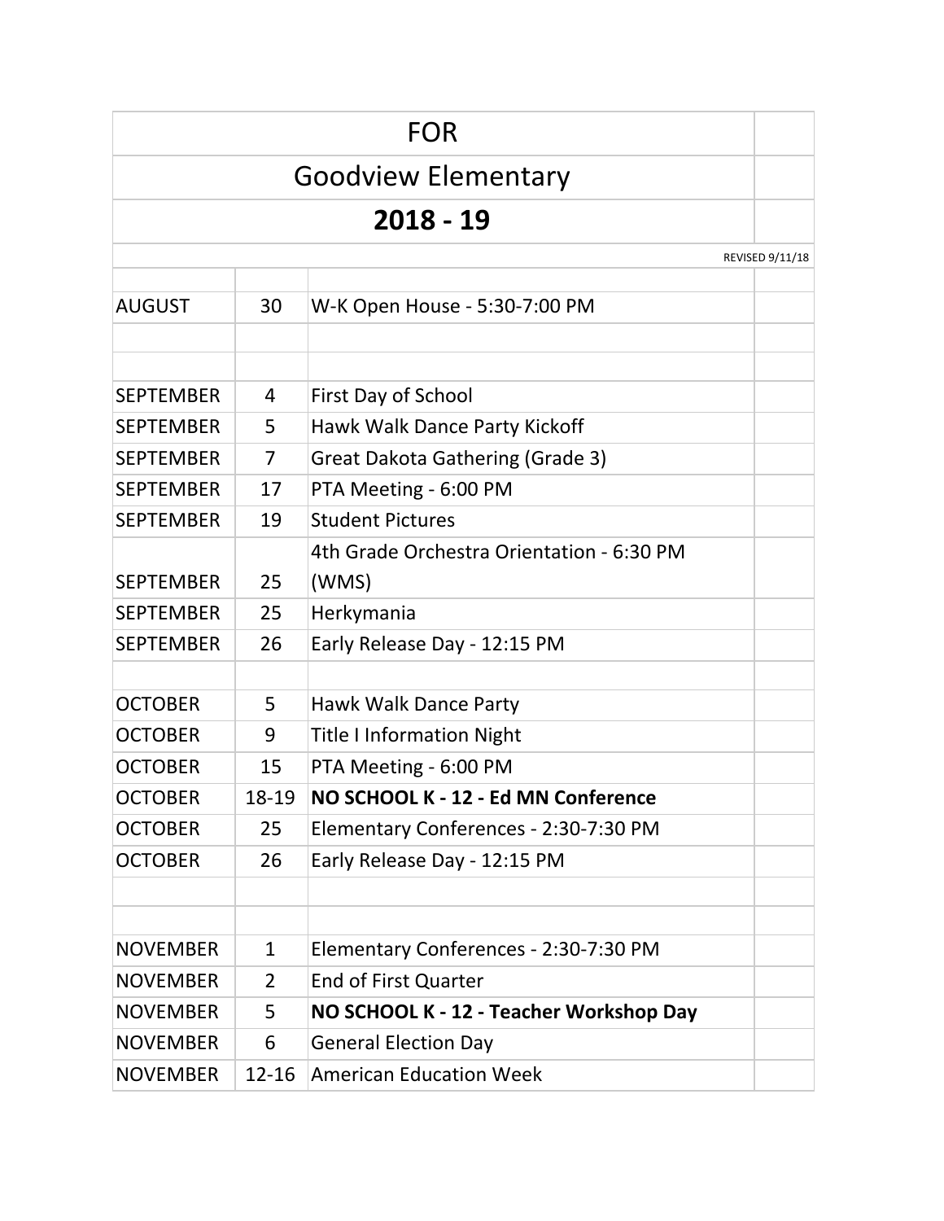# FOR

# Goodview Elementary

## 2018 - 19

REVISED 9/11/18

| Month | Date | Event |
|---|---|---|
| AUGUST | 30 | W-K Open House - 5:30-7:00 PM |
| | | |
| | | |
| SEPTEMBER | 4 | First Day of School |
| SEPTEMBER | 5 | Hawk Walk Dance Party Kickoff |
| SEPTEMBER | 7 | Great Dakota Gathering (Grade 3) |
| SEPTEMBER | 17 | PTA Meeting - 6:00 PM |
| SEPTEMBER | 19 | Student Pictures |
| SEPTEMBER | 25 | 4th Grade Orchestra Orientation - 6:30 PM (WMS) |
| SEPTEMBER | 25 | Herkymania |
| SEPTEMBER | 26 | Early Release Day - 12:15 PM |
| | | |
| OCTOBER | 5 | Hawk Walk Dance Party |
| OCTOBER | 9 | Title I Information Night |
| OCTOBER | 15 | PTA Meeting - 6:00 PM |
| OCTOBER | 18-19 | **NO SCHOOL K - 12 - Ed MN Conference** |
| OCTOBER | 25 | Elementary Conferences - 2:30-7:30 PM |
| OCTOBER | 26 | Early Release Day - 12:15 PM |
| | | |
| | | |
| NOVEMBER | 1 | Elementary Conferences - 2:30-7:30 PM |
| NOVEMBER | 2 | End of First Quarter |
| NOVEMBER | 5 | **NO SCHOOL K - 12 - Teacher Workshop Day** |
| NOVEMBER | 6 | General Election Day |
| NOVEMBER | 12-16 | American Education Week |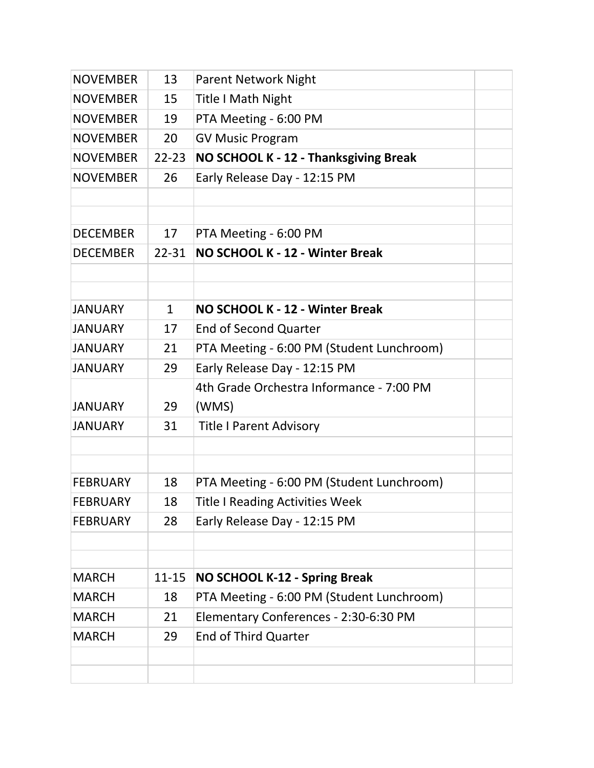| | | | |
|---|---|---|---|
| NOVEMBER | 13 | Parent Network Night | |
| NOVEMBER | 15 | Title I Math Night | |
| NOVEMBER | 19 | PTA Meeting - 6:00 PM | |
| NOVEMBER | 20 | GV Music Program | |
| NOVEMBER | 22-23 | **NO SCHOOL K - 12 - Thanksgiving Break** | |
| NOVEMBER | 26 | Early Release Day - 12:15 PM | |
| | | | |
| | | | |
| DECEMBER | 17 | PTA Meeting - 6:00 PM | |
| DECEMBER | 22-31 | **NO SCHOOL K - 12 - Winter Break** | |
| | | | |
| | | | |
| JANUARY | 1 | **NO SCHOOL K - 12 - Winter Break** | |
| JANUARY | 17 | End of Second Quarter | |
| JANUARY | 21 | PTA Meeting - 6:00 PM (Student Lunchroom) | |
| JANUARY | 29 | Early Release Day - 12:15 PM | |
| JANUARY | 29 | 4th Grade Orchestra Informance - 7:00 PM (WMS) | |
| JANUARY | 31 | Title I Parent Advisory | |
| | | | |
| | | | |
| FEBRUARY | 18 | PTA Meeting - 6:00 PM (Student Lunchroom) | |
| FEBRUARY | 18 | Title I Reading Activities Week | |
| FEBRUARY | 28 | Early Release Day - 12:15 PM | |
| | | | |
| | | | |
| MARCH | 11-15 | **NO SCHOOL K-12 - Spring Break** | |
| MARCH | 18 | PTA Meeting - 6:00 PM (Student Lunchroom) | |
| MARCH | 21 | Elementary Conferences - 2:30-6:30 PM | |
| MARCH | 29 | End of Third Quarter | |
| | | | |
| | | | |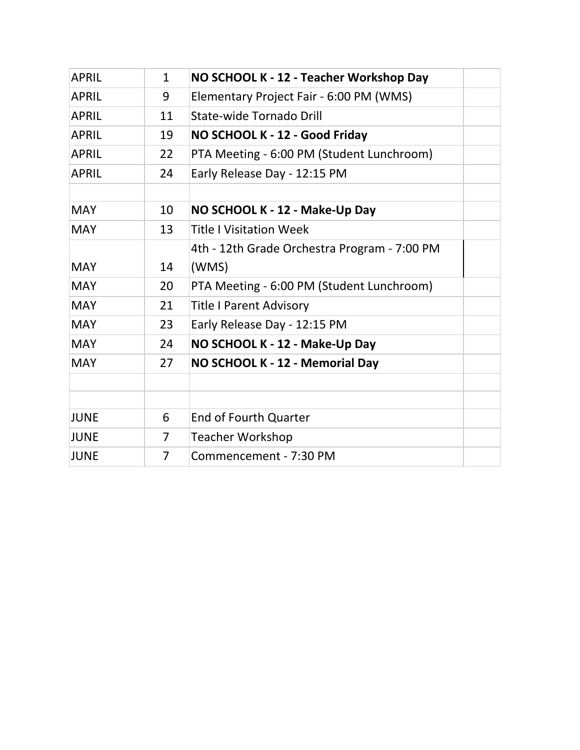| | | | |
|---|---|---|---|
| APRIL | 1 | **NO SCHOOL K - 12 - Teacher Workshop Day** | |
| APRIL | 9 | Elementary Project Fair - 6:00 PM (WMS) | |
| APRIL | 11 | State-wide Tornado Drill | |
| APRIL | 19 | **NO SCHOOL K - 12 - Good Friday** | |
| APRIL | 22 | PTA Meeting - 6:00 PM (Student Lunchroom) | |
| APRIL | 24 | Early Release Day - 12:15 PM | |
| | | | |
| MAY | 10 | **NO SCHOOL K - 12 - Make-Up Day** | |
| MAY | 13 | Title I Visitation Week | |
| MAY | 14 | 4th - 12th Grade Orchestra Program - 7:00 PM (WMS) | |
| MAY | 20 | PTA Meeting - 6:00 PM (Student Lunchroom) | |
| MAY | 21 | Title I Parent Advisory | |
| MAY | 23 | Early Release Day - 12:15 PM | |
| MAY | 24 | **NO SCHOOL K - 12 - Make-Up Day** | |
| MAY | 27 | **NO SCHOOL K - 12 - Memorial Day** | |
| | | | |
| | | | |
| JUNE | 6 | End of Fourth Quarter | |
| JUNE | 7 | Teacher Workshop | |
| JUNE | 7 | Commencement - 7:30 PM | |